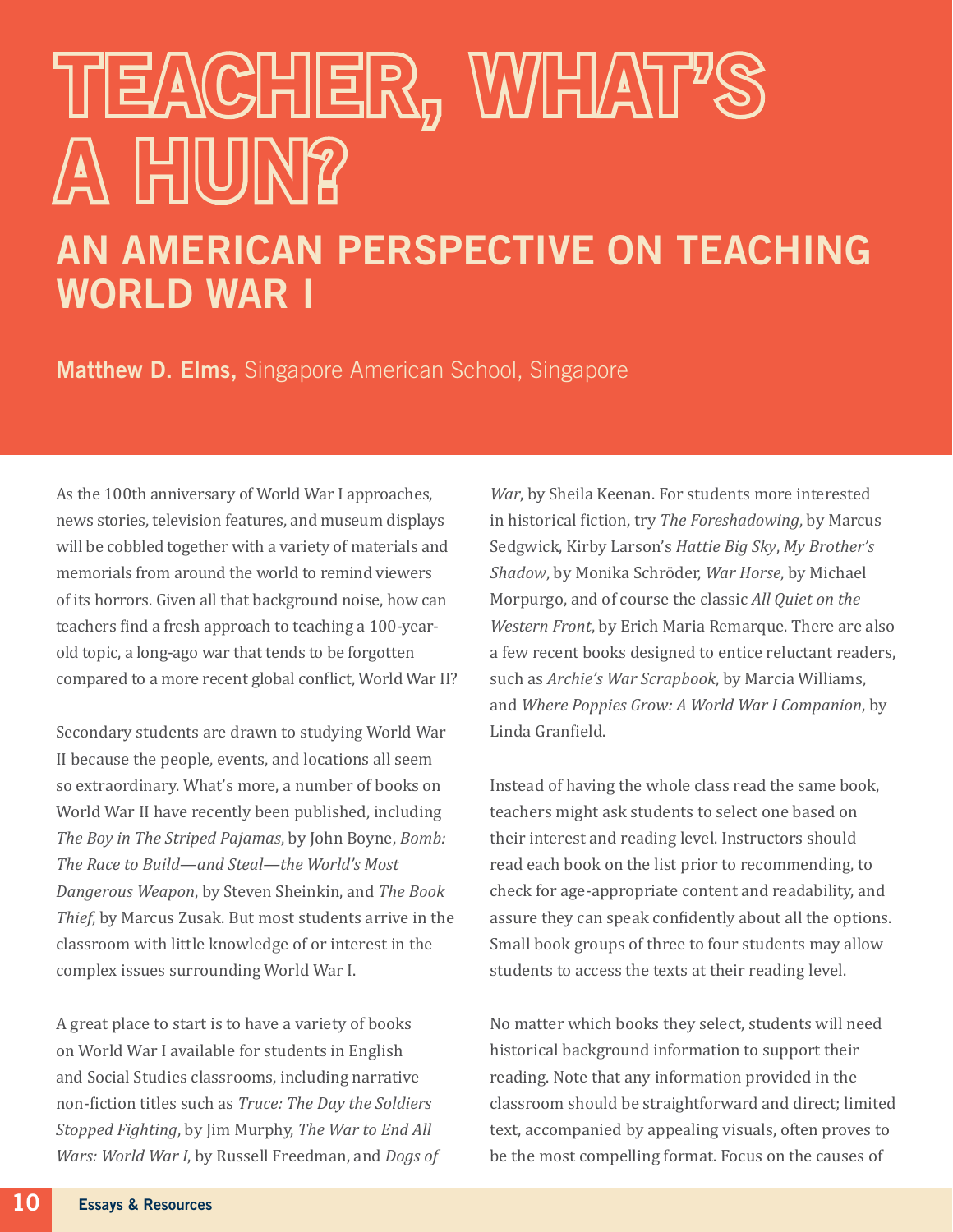# TEACHER, WHAT'S A HUN?

## AN AMERICAN PERSPECTIVE ON TEACHING WORLD WAR I

**Matthew D. Elms,** Singapore American School, Singapore

As the 100th anniversary of World War I approaches, news stories, television features, and museum displays will be cobbled together with a variety of materials and memorials from around the world to remind viewers of its horrors. Given all that background noise, how can teachers find a fresh approach to teaching a 100-year-old topic, a long-ago war that tends to be forgotten compared to a more recent global conflict, World War II?

Secondary students are drawn to studying World War II because the people, events, and locations all seem so extraordinary. What's more, a number of books on World War II have recently been published, including *The Boy in The Striped Pajamas*, by John Boyne, *Bomb: The Race to Build—and Steal—the World's Most Dangerous Weapon*, by Steven Sheinkin, and *The Book Thief*, by Marcus Zusak. But most students arrive in the classroom with little knowledge of or interest in the complex issues surrounding World War I.

A great place to start is to have a variety of books on World War I available for students in English and Social Studies classrooms, including narrative non-fiction titles such as *Truce: The Day the Soldiers Stopped Fighting*, by Jim Murphy, *The War to End All Wars: World War I*, by Russell Freedman, and *Dogs of War*, by Sheila Keenan. For students more interested in historical fiction, try *The Foreshadowing*, by Marcus Sedgwick, Kirby Larson's *Hattie Big Sky*, *My Brother's Shadow*, by Monika Schröder, *War Horse*, by Michael Morpurgo, and of course the classic *All Quiet on the Western Front*, by Erich Maria Remarque. There are also a few recent books designed to entice reluctant readers, such as *Archie's War Scrapbook*, by Marcia Williams, and *Where Poppies Grow: A World War I Companion*, by Linda Granfield.

Instead of having the whole class read the same book, teachers might ask students to select one based on their interest and reading level. Instructors should read each book on the list prior to recommending, to check for age-appropriate content and readability, and assure they can speak confidently about all the options. Small book groups of three to four students may allow students to access the texts at their reading level.

No matter which books they select, students will need historical background information to support their reading. Note that any information provided in the classroom should be straightforward and direct; limited text, accompanied by appealing visuals, often proves to be the most compelling format. Focus on the causes of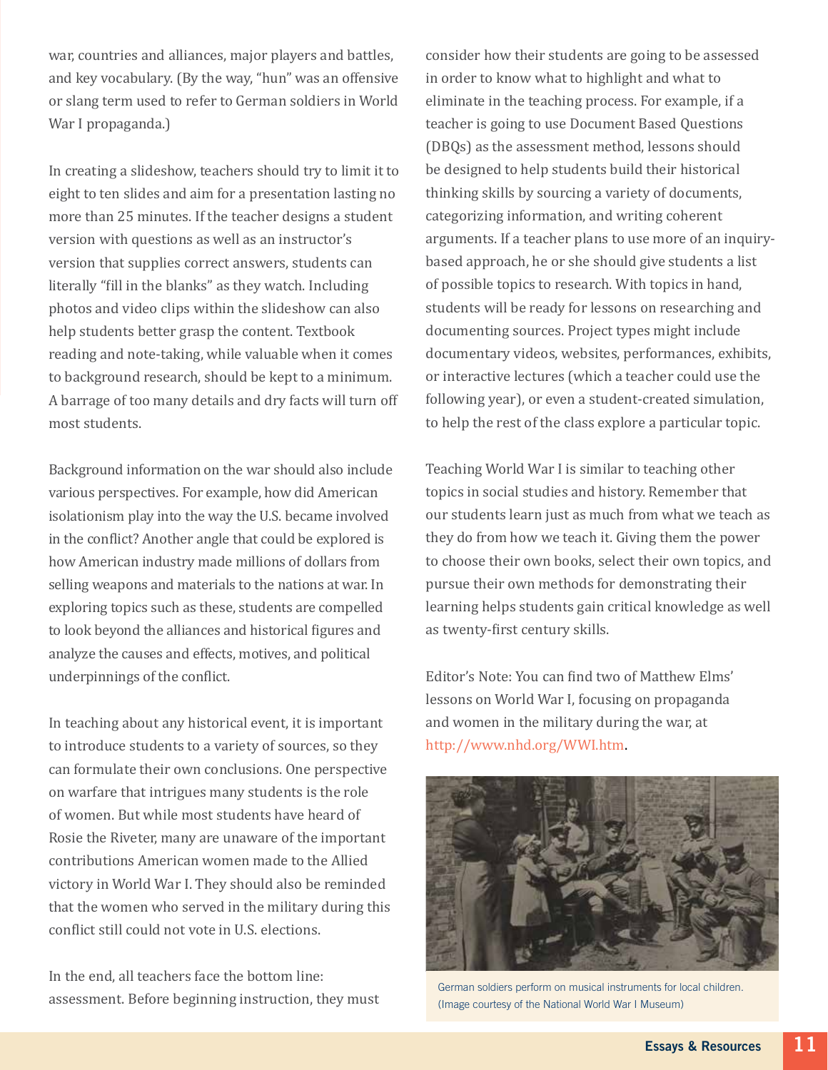war, countries and alliances, major players and battles, and key vocabulary. (By the way, "hun" was an offensive or slang term used to refer to German soldiers in World War I propaganda.)

In creating a slideshow, teachers should try to limit it to eight to ten slides and aim for a presentation lasting no more than 25 minutes. If the teacher designs a student version with questions as well as an instructor's version that supplies correct answers, students can literally "fill in the blanks" as they watch. Including photos and video clips within the slideshow can also help students better grasp the content. Textbook reading and note-taking, while valuable when it comes to background research, should be kept to a minimum. A barrage of too many details and dry facts will turn off most students.

Background information on the war should also include various perspectives. For example, how did American isolationism play into the way the U.S. became involved in the conflict? Another angle that could be explored is how American industry made millions of dollars from selling weapons and materials to the nations at war. In exploring topics such as these, students are compelled to look beyond the alliances and historical figures and analyze the causes and effects, motives, and political underpinnings of the conflict.

In teaching about any historical event, it is important to introduce students to a variety of sources, so they can formulate their own conclusions. One perspective on warfare that intrigues many students is the role of women. But while most students have heard of Rosie the Riveter, many are unaware of the important contributions American women made to the Allied victory in World War I. They should also be reminded that the women who served in the military during this conflict still could not vote in U.S. elections.

In the end, all teachers face the bottom line: assessment. Before beginning instruction, they must consider how their students are going to be assessed in order to know what to highlight and what to eliminate in the teaching process. For example, if a teacher is going to use Document Based Questions (DBQs) as the assessment method, lessons should be designed to help students build their historical thinking skills by sourcing a variety of documents, categorizing information, and writing coherent arguments. If a teacher plans to use more of an inquiry-based approach, he or she should give students a list of possible topics to research. With topics in hand, students will be ready for lessons on researching and documenting sources. Project types might include documentary videos, websites, performances, exhibits, or interactive lectures (which a teacher could use the following year), or even a student-created simulation, to help the rest of the class explore a particular topic.

Teaching World War I is similar to teaching other topics in social studies and history. Remember that our students learn just as much from what we teach as they do from how we teach it. Giving them the power to choose their own books, select their own topics, and pursue their own methods for demonstrating their learning helps students gain critical knowledge as well as twenty-first century skills.

Editor's Note: You can find two of Matthew Elms' lessons on World War I, focusing on propaganda and women in the military during the war, at http://www.nhd.org/WWI.htm.

German soldiers perform on musical instruments for local children. (Image courtesy of the National World War I Museum)